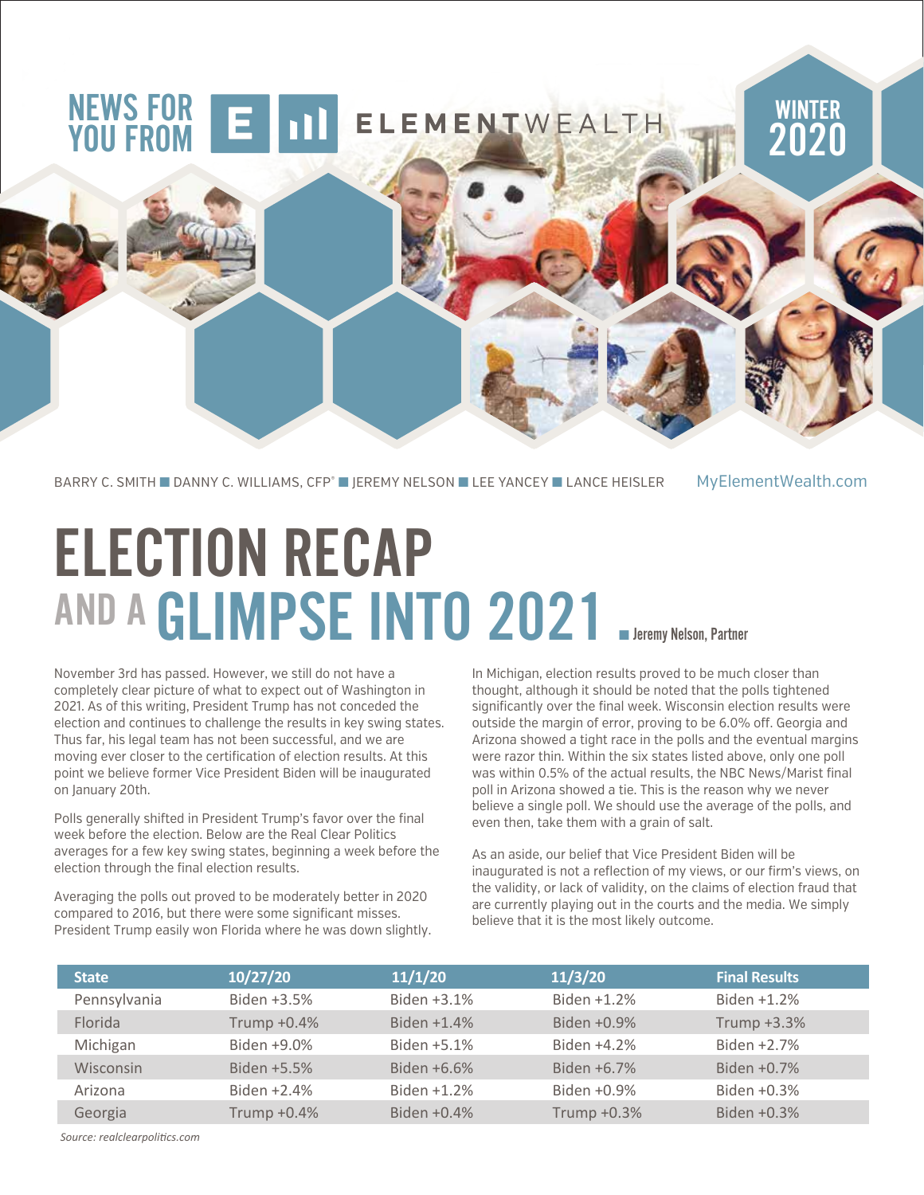NEWS FOR YOU FROM ELEMENTWEALTH

WINTER 2020

BARRY C. SMITH ■ DANNY C. WILLIAMS, CFP® ■ JEREMY NELSON ■ LEE YANCEY ■ LANCE HEISLER    MyElementWealth.com

# ELECTION RECAP AND A GLIMPSE INTO 2021

■ Jeremy Nelson, Partner

November 3rd has passed. However, we still do not have a completely clear picture of what to expect out of Washington in 2021. As of this writing, President Trump has not conceded the election and continues to challenge the results in key swing states. Thus far, his legal team has not been successful, and we are moving ever closer to the certification of election results. At this point we believe former Vice President Biden will be inaugurated on January 20th.

Polls generally shifted in President Trump's favor over the final week before the election. Below are the Real Clear Politics averages for a few key swing states, beginning a week before the election through the final election results.

Averaging the polls out proved to be moderately better in 2020 compared to 2016, but there were some significant misses. President Trump easily won Florida where he was down slightly. In Michigan, election results proved to be much closer than thought, although it should be noted that the polls tightened significantly over the final week. Wisconsin election results were outside the margin of error, proving to be 6.0% off. Georgia and Arizona showed a tight race in the polls and the eventual margins were razor thin. Within the six states listed above, only one poll was within 0.5% of the actual results, the NBC News/Marist final poll in Arizona showed a tie. This is the reason why we never believe a single poll. We should use the average of the polls, and even then, take them with a grain of salt.

As an aside, our belief that Vice President Biden will be inaugurated is not a reflection of my views, or our firm's views, on the validity, or lack of validity, on the claims of election fraud that are currently playing out in the courts and the media. We simply believe that it is the most likely outcome.

| State | 10/27/20 | 11/1/20 | 11/3/20 | Final Results |
|---|---|---|---|---|
| Pennsylvania | Biden +3.5% | Biden +3.1% | Biden +1.2% | Biden +1.2% |
| Florida | Trump +0.4% | Biden +1.4% | Biden +0.9% | Trump +3.3% |
| Michigan | Biden +9.0% | Biden +5.1% | Biden +4.2% | Biden +2.7% |
| Wisconsin | Biden +5.5% | Biden +6.6% | Biden +6.7% | Biden +0.7% |
| Arizona | Biden +2.4% | Biden +1.2% | Biden +0.9% | Biden +0.3% |
| Georgia | Trump +0.4% | Biden +0.4% | Trump +0.3% | Biden +0.3% |

*Source: realclearpolitics.com*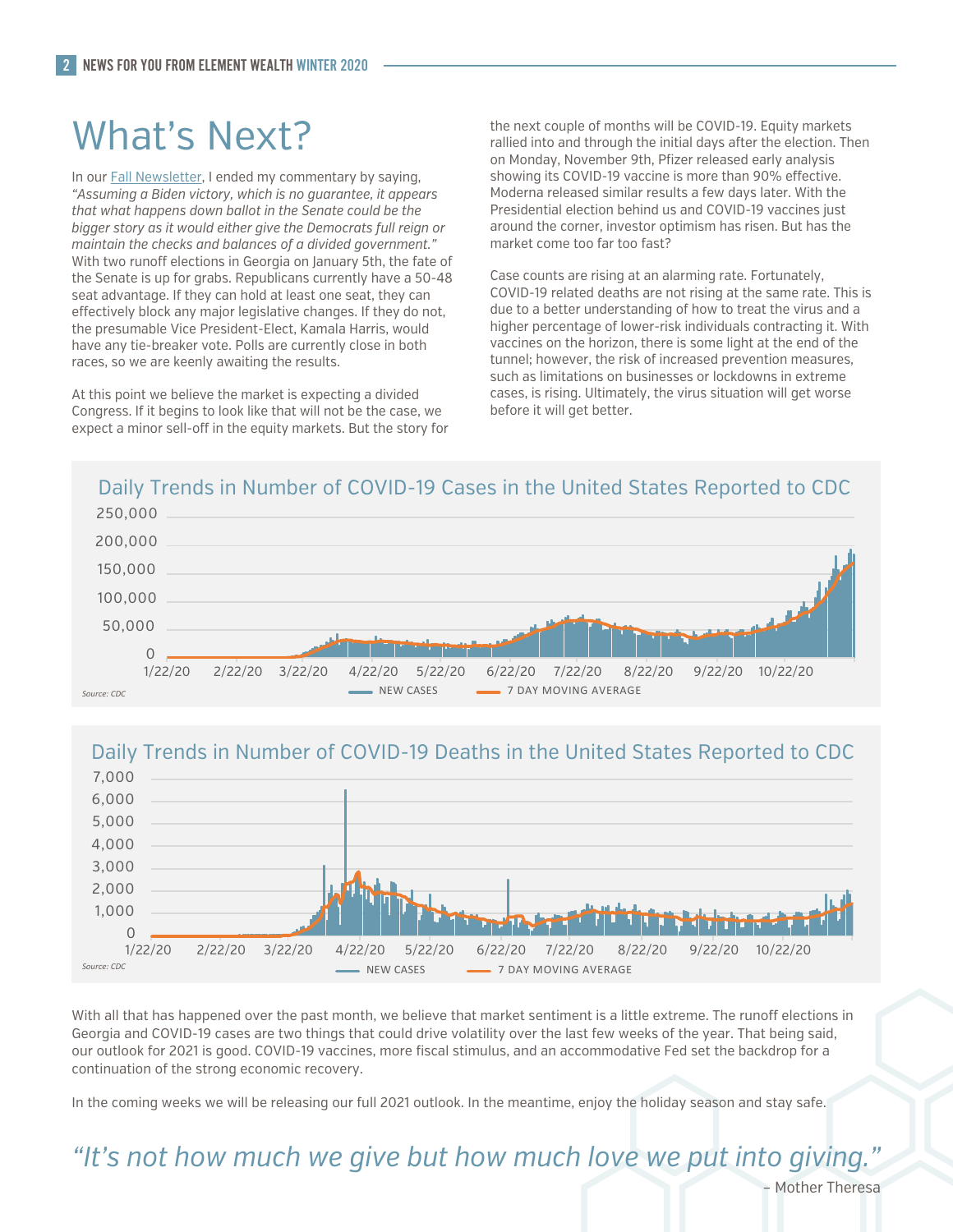# What's Next?

In our Fall Newsletter, I ended my commentary by saying, *"Assuming a Biden victory, which is no guarantee, it appears that what happens down ballot in the Senate could be the bigger story as it would either give the Democrats full reign or maintain the checks and balances of a divided government."* With two runoff elections in Georgia on January 5th, the fate of the Senate is up for grabs. Republicans currently have a 50-48 seat advantage. If they can hold at least one seat, they can effectively block any major legislative changes. If they do not, the presumable Vice President-Elect, Kamala Harris, would have any tie-breaker vote. Polls are currently close in both races, so we are keenly awaiting the results.

At this point we believe the market is expecting a divided Congress. If it begins to look like that will not be the case, we expect a minor sell-off in the equity markets. But the story for the next couple of months will be COVID-19. Equity markets rallied into and through the initial days after the election. Then on Monday, November 9th, Pfizer released early analysis showing its COVID-19 vaccine is more than 90% effective. Moderna released similar results a few days later. With the Presidential election behind us and COVID-19 vaccines just around the corner, investor optimism has risen. But has the market come too far too fast?

Case counts are rising at an alarming rate. Fortunately, COVID-19 related deaths are not rising at the same rate. This is due to a better understanding of how to treat the virus and a higher percentage of lower-risk individuals contracting it. With vaccines on the horizon, there is some light at the end of the tunnel; however, the risk of increased prevention measures, such as limitations on businesses or lockdowns in extreme cases, is rising. Ultimately, the virus situation will get worse before it will get better.

**Daily Trends in Number of COVID-19 Cases in the United States Reported to CDC**

Source: CDC

**Daily Trends in Number of COVID-19 Deaths in the United States Reported to CDC**

Source: CDC

With all that has happened over the past month, we believe that market sentiment is a little extreme. The runoff elections in Georgia and COVID-19 cases are two things that could drive volatility over the last few weeks of the year. That being said, our outlook for 2021 is good. COVID-19 vaccines, more fiscal stimulus, and an accommodative Fed set the backdrop for a continuation of the strong economic recovery.

In the coming weeks we will be releasing our full 2021 outlook. In the meantime, enjoy the holiday season and stay safe.

> *"It's not how much we give but how much love we put into giving."*
>
> – Mother Theresa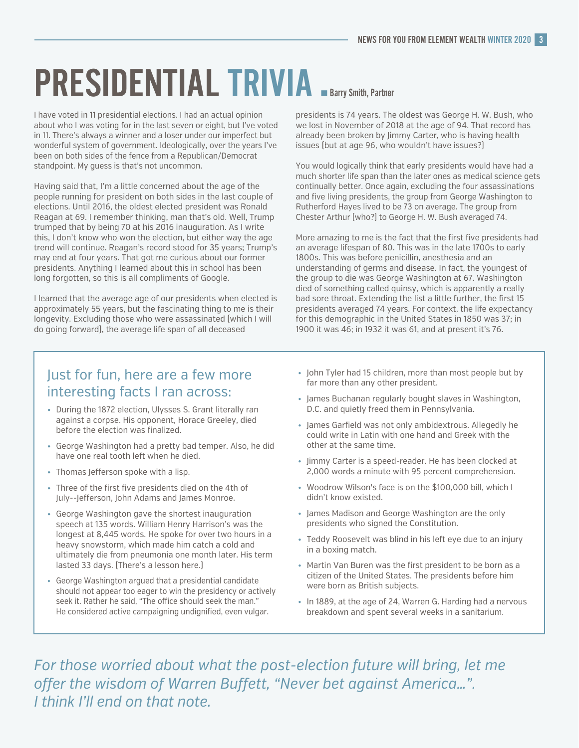# PRESIDENTIAL TRIVIA

**Barry Smith, Partner**

I have voted in 11 presidential elections. I had an actual opinion about who I was voting for in the last seven or eight, but I've voted in 11. There's always a winner and a loser under our imperfect but wonderful system of government. Ideologically, over the years I've been on both sides of the fence from a Republican/Democrat standpoint. My guess is that's not uncommon.

Having said that, I'm a little concerned about the age of the people running for president on both sides in the last couple of elections. Until 2016, the oldest elected president was Ronald Reagan at 69. I remember thinking, man that's old. Well, Trump trumped that by being 70 at his 2016 inauguration. As I write this, I don't know who won the election, but either way the age trend will continue. Reagan's record stood for 35 years; Trump's may end at four years. That got me curious about our former presidents. Anything I learned about this in school has been long forgotten, so this is all compliments of Google.

I learned that the average age of our presidents when elected is approximately 55 years, but the fascinating thing to me is their longevity. Excluding those who were assassinated (which I will do going forward), the average life span of all deceased presidents is 74 years. The oldest was George H. W. Bush, who we lost in November of 2018 at the age of 94. That record has already been broken by Jimmy Carter, who is having health issues (but at age 96, who wouldn't have issues?)

You would logically think that early presidents would have had a much shorter life span than the later ones as medical science gets continually better. Once again, excluding the four assassinations and five living presidents, the group from George Washington to Rutherford Hayes lived to be 73 on average. The group from Chester Arthur (who?) to George H. W. Bush averaged 74.

More amazing to me is the fact that the first five presidents had an average lifespan of 80. This was in the late 1700s to early 1800s. This was before penicillin, anesthesia and an understanding of germs and disease. In fact, the youngest of the group to die was George Washington at 67. Washington died of something called quinsy, which is apparently a really bad sore throat. Extending the list a little further, the first 15 presidents averaged 74 years. For context, the life expectancy for this demographic in the United States in 1850 was 37; in 1900 it was 46; in 1932 it was 61, and at present it's 76.

## Just for fun, here are a few more interesting facts I ran across:

- During the 1872 election, Ulysses S. Grant literally ran against a corpse. His opponent, Horace Greeley, died before the election was finalized.
- George Washington had a pretty bad temper. Also, he did have one real tooth left when he died.
- Thomas Jefferson spoke with a lisp.
- Three of the first five presidents died on the 4th of July--Jefferson, John Adams and James Monroe.
- George Washington gave the shortest inauguration speech at 135 words. William Henry Harrison's was the longest at 8,445 words. He spoke for over two hours in a heavy snowstorm, which made him catch a cold and ultimately die from pneumonia one month later. His term lasted 33 days. (There's a lesson here.)
- George Washington argued that a presidential candidate should not appear too eager to win the presidency or actively seek it. Rather he said, "The office should seek the man." He considered active campaigning undignified, even vulgar.
- John Tyler had 15 children, more than most people but by far more than any other president.
- James Buchanan regularly bought slaves in Washington, D.C. and quietly freed them in Pennsylvania.
- James Garfield was not only ambidextrous. Allegedly he could write in Latin with one hand and Greek with the other at the same time.
- Jimmy Carter is a speed-reader. He has been clocked at 2,000 words a minute with 95 percent comprehension.
- Woodrow Wilson's face is on the $100,000 bill, which I didn't know existed.
- James Madison and George Washington are the only presidents who signed the Constitution.
- Teddy Roosevelt was blind in his left eye due to an injury in a boxing match.
- Martin Van Buren was the first president to be born as a citizen of the United States. The presidents before him were born as British subjects.
- In 1889, at the age of 24, Warren G. Harding had a nervous breakdown and spent several weeks in a sanitarium.

*For those worried about what the post-election future will bring, let me offer the wisdom of Warren Buffett, "Never bet against America…". I think I'll end on that note.*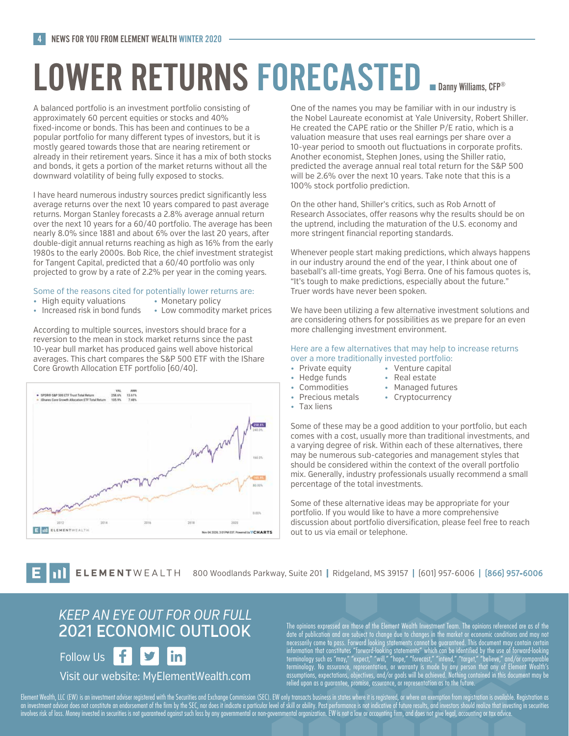# LOWER RETURNS FORECASTED

■ Danny Williams, CFP®

A balanced portfolio is an investment portfolio consisting of approximately 60 percent equities or stocks and 40% fixed-income or bonds. This has been and continues to be a popular portfolio for many different types of investors, but it is mostly geared towards those that are nearing retirement or already in their retirement years. Since it has a mix of both stocks and bonds, it gets a portion of the market returns without all the downward volatility of being fully exposed to stocks.

I have heard numerous industry sources predict significantly less average returns over the next 10 years compared to past average returns. Morgan Stanley forecasts a 2.8% average annual return over the next 10 years for a 60/40 portfolio. The average has been nearly 8.0% since 1881 and about 6% over the last 20 years, after double-digit annual returns reaching as high as 16% from the early 1980s to the early 2000s. Bob Rice, the chief investment strategist for Tangent Capital, predicted that a 60/40 portfolio was only projected to grow by a rate of 2.2% per year in the coming years.

Some of the reasons cited for potentially lower returns are:

- High equity valuations
- Increased risk in bond funds
- Monetary policy
- Low commodity market prices

According to multiple sources, investors should brace for a reversion to the mean in stock market returns since the past 10-year bull market has produced gains well above historical averages. This chart compares the S&P 500 ETF with the IShare Core Growth Allocation ETF portfolio (60/40).

VAL ANN
SPDR® S&P 500 ETF Trust Total Return 258.6% 13.61%
iShares Core Growth Allocation ETF Total Return 105.9% 7.48%

258.6%
240.0%
160.0%
105.9%
80.00%
0.00%

2012 2014 2016 2018 2020

ELEMENTWEALTH

Nov 04 2020, 3:01PM EST. Powered by YCHARTS

One of the names you may be familiar with in our industry is the Nobel Laureate economist at Yale University, Robert Shiller. He created the CAPE ratio or the Shiller P/E ratio, which is a valuation measure that uses real earnings per share over a 10-year period to smooth out fluctuations in corporate profits. Another economist, Stephen Jones, using the Shiller ratio, predicted the average annual real total return for the S&P 500 will be 2.6% over the next 10 years. Take note that this is a 100% stock portfolio prediction.

On the other hand, Shiller's critics, such as Rob Arnott of Research Associates, offer reasons why the results should be on the uptrend, including the maturation of the U.S. economy and more stringent financial reporting standards.

Whenever people start making predictions, which always happens in our industry around the end of the year, I think about one of baseball's all-time greats, Yogi Berra. One of his famous quotes is, "It's tough to make predictions, especially about the future." Truer words have never been spoken.

We have been utilizing a few alternative investment solutions and are considering others for possibilities as we prepare for an even more challenging investment environment.

Here are a few alternatives that may help to increase returns over a more traditionally invested portfolio:

- Private equity
- Hedge funds
- Commodities
- Precious metals
- Tax liens
- Venture capital
- Real estate
- Managed futures
- Cryptocurrency

Some of these may be a good addition to your portfolio, but each comes with a cost, usually more than traditional investments, and a varying degree of risk. Within each of these alternatives, there may be numerous sub-categories and management styles that should be considered within the context of the overall portfolio mix. Generally, industry professionals usually recommend a small percentage of the total investments.

Some of these alternative ideas may be appropriate for your portfolio. If you would like to have a more comprehensive discussion about portfolio diversification, please feel free to reach out to us via email or telephone.

ELEMENTWEALTH 800 Woodlands Parkway, Suite 201 | Ridgeland, MS 39157 | (601) 957-6006 | (866) 957-6006

*KEEP AN EYE OUT FOR OUR FULL*
**2021 ECONOMIC OUTLOOK**

Follow Us

Visit our website: MyElementWealth.com

The opinions expressed are those of the Element Wealth Investment Team. The opinions referenced are as of the date of publication and are subject to change due to changes in the market or economic conditions and may not necessarily come to pass. Forward looking statements cannot be guaranteed. This document may contain certain information that constitutes "forward-looking statements" which can be identified by the use of forward-looking terminology such as "may," "expect," "will," "hope," "forecast," "intend," "target," "believe," and/or comparable terminology. No assurance, representation, or warranty is made by any person that any of Element Wealth's assumptions, expectations, objectives, and/or goals will be achieved. Nothing contained in this document may be relied upon as a guarantee, promise, assurance, or representation as to the future.

Element Wealth, LLC (EW) is an investment adviser registered with the Securities and Exchange Commission (SEC). EW only transacts business in states where it is registered, or where an exemption from registration is available. Registration as an investment adviser does not constitute an endorsement of the firm by the SEC, nor does it indicate a particular level of skill or ability. Past performance is not indicative of future results, and investors should realize that investing in securities involves risk of loss. Money invested in securities is not guaranteed against such loss by any governmental or non-governmental organization. EW is not a law or accounting firm, and does not give legal, accounting or tax advice.